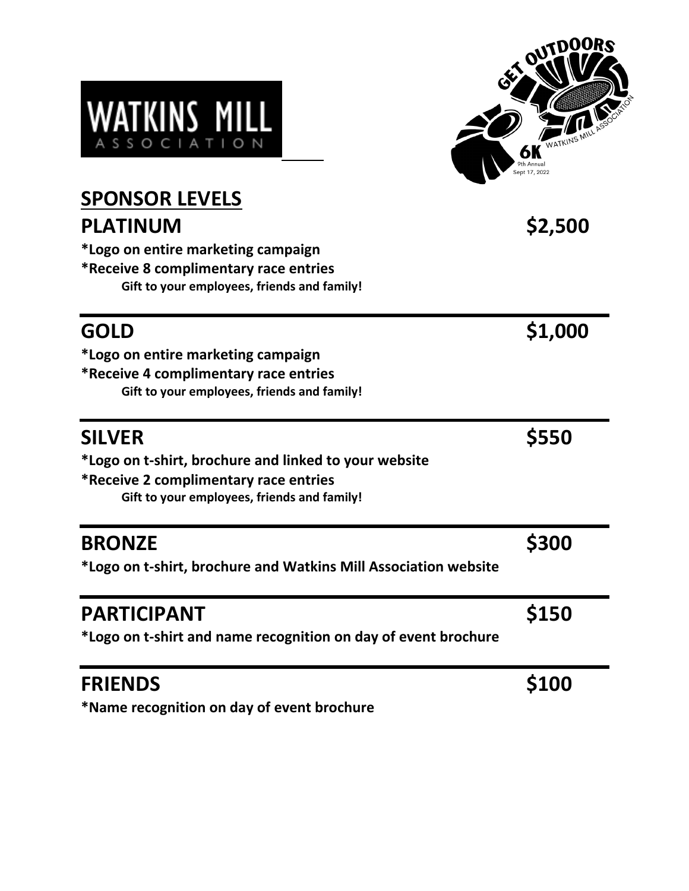WATKINS MILL
ASSOCIATION

GET OUTDOORS
WATKINS MILL ASSOCIATION
6K
9th Annual
Sept 17, 2022

## SPONSOR LEVELS

## PLATINUM $2,500

**\*Logo on entire marketing campaign**
**\*Receive 8 complimentary race entries**
**Gift to your employees, friends and family!**

---

## GOLD $1,000

**\*Logo on entire marketing campaign**
**\*Receive 4 complimentary race entries**
**Gift to your employees, friends and family!**

---

## SILVER $550

**\*Logo on t-shirt, brochure and linked to your website**
**\*Receive 2 complimentary race entries**
**Gift to your employees, friends and family!**

---

## BRONZE $300

**\*Logo on t-shirt, brochure and Watkins Mill Association website**

---

## PARTICIPANT $150

**\*Logo on t-shirt and name recognition on day of event brochure**

---

## FRIENDS $100

**\*Name recognition on day of event brochure**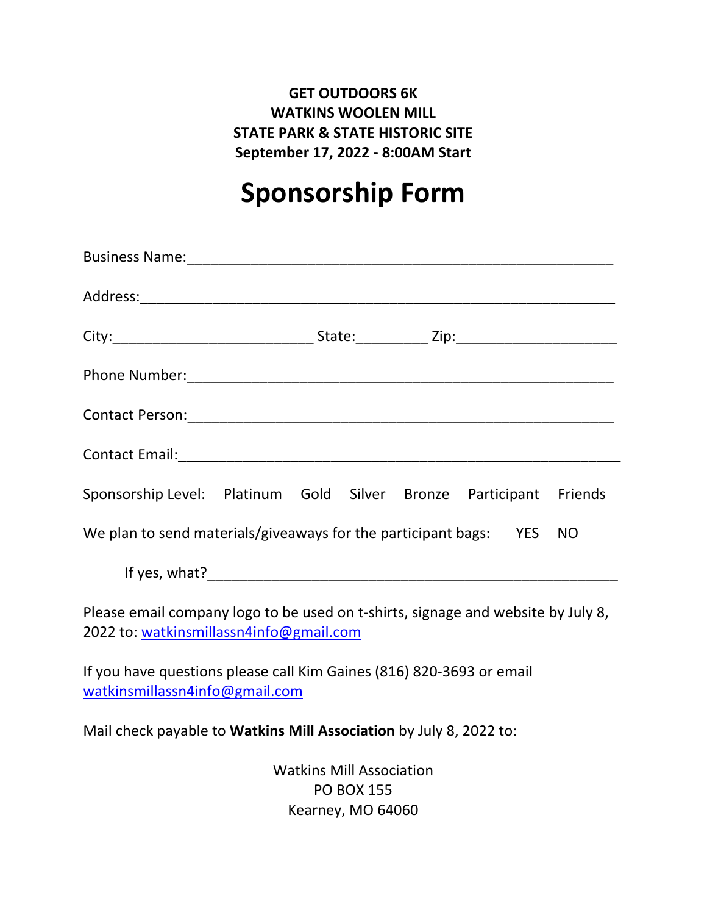**GET OUTDOORS 6K**
**WATKINS WOOLEN MILL**
**STATE PARK & STATE HISTORIC SITE**
**September 17, 2022 - 8:00AM Start**

# Sponsorship Form

Business Name:_______________________________________________________

Address:___________________________________________________________

City:________________________ State:_________ Zip:____________________

Phone Number:_______________________________________________________

Contact Person:______________________________________________________

Contact Email:________________________________________________________

Sponsorship Level: Platinum Gold Silver Bronze Participant Friends

We plan to send materials/giveaways for the participant bags: YES NO

If yes, what?____________________________________________________

Please email company logo to be used on t-shirts, signage and website by July 8, 2022 to: watkinsmillassn4info@gmail.com

If you have questions please call Kim Gaines (816) 820-3693 or email watkinsmillassn4info@gmail.com

Mail check payable to **Watkins Mill Association** by July 8, 2022 to:

Watkins Mill Association
PO BOX 155
Kearney, MO 64060